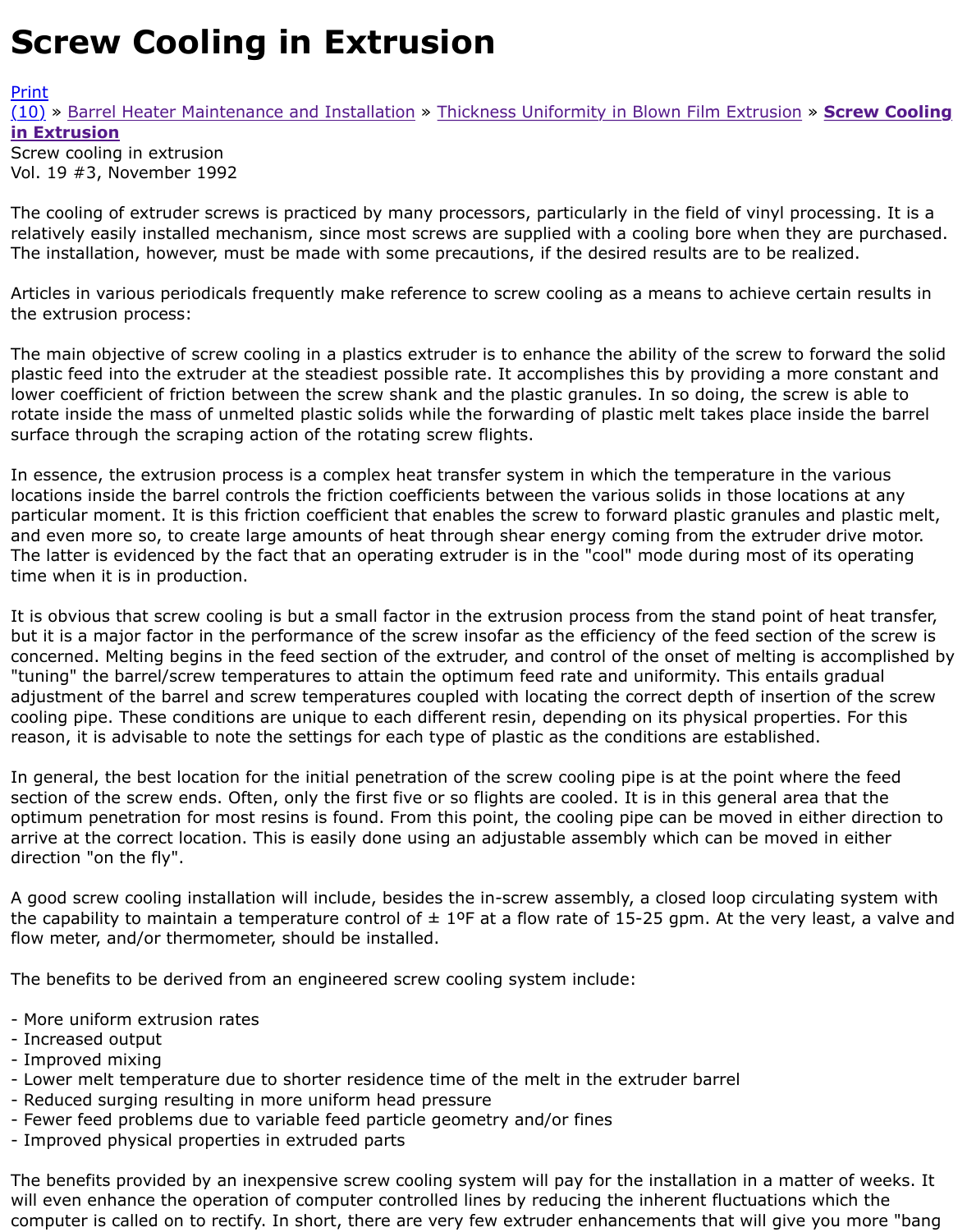# Screw Cooling in Extrusion

Print
(10) » Barrel Heater Maintenance and Installation » Thickness Uniformity in Blown Film Extrusion » **Screw Cooling in Extrusion**

Screw cooling in extrusion
Vol. 19 #3, November 1992

The cooling of extruder screws is practiced by many processors, particularly in the field of vinyl processing. It is a relatively easily installed mechanism, since most screws are supplied with a cooling bore when they are purchased. The installation, however, must be made with some precautions, if the desired results are to be realized.

Articles in various periodicals frequently make reference to screw cooling as a means to achieve certain results in the extrusion process:

The main objective of screw cooling in a plastics extruder is to enhance the ability of the screw to forward the solid plastic feed into the extruder at the steadiest possible rate. It accomplishes this by providing a more constant and lower coefficient of friction between the screw shank and the plastic granules. In so doing, the screw is able to rotate inside the mass of unmelted plastic solids while the forwarding of plastic melt takes place inside the barrel surface through the scraping action of the rotating screw flights.

In essence, the extrusion process is a complex heat transfer system in which the temperature in the various locations inside the barrel controls the friction coefficients between the various solids in those locations at any particular moment. It is this friction coefficient that enables the screw to forward plastic granules and plastic melt, and even more so, to create large amounts of heat through shear energy coming from the extruder drive motor. The latter is evidenced by the fact that an operating extruder is in the "cool" mode during most of its operating time when it is in production.

It is obvious that screw cooling is but a small factor in the extrusion process from the stand point of heat transfer, but it is a major factor in the performance of the screw insofar as the efficiency of the feed section of the screw is concerned. Melting begins in the feed section of the extruder, and control of the onset of melting is accomplished by "tuning" the barrel/screw temperatures to attain the optimum feed rate and uniformity. This entails gradual adjustment of the barrel and screw temperatures coupled with locating the correct depth of insertion of the screw cooling pipe. These conditions are unique to each different resin, depending on its physical properties. For this reason, it is advisable to note the settings for each type of plastic as the conditions are established.

In general, the best location for the initial penetration of the screw cooling pipe is at the point where the feed section of the screw ends. Often, only the first five or so flights are cooled. It is in this general area that the optimum penetration for most resins is found. From this point, the cooling pipe can be moved in either direction to arrive at the correct location. This is easily done using an adjustable assembly which can be moved in either direction "on the fly".

A good screw cooling installation will include, besides the in-screw assembly, a closed loop circulating system with the capability to maintain a temperature control of ± 1ºF at a flow rate of 15-25 gpm. At the very least, a valve and flow meter, and/or thermometer, should be installed.

The benefits to be derived from an engineered screw cooling system include:

- More uniform extrusion rates
- Increased output
- Improved mixing
- Lower melt temperature due to shorter residence time of the melt in the extruder barrel
- Reduced surging resulting in more uniform head pressure
- Fewer feed problems due to variable feed particle geometry and/or fines
- Improved physical properties in extruded parts

The benefits provided by an inexpensive screw cooling system will pay for the installation in a matter of weeks. It will even enhance the operation of computer controlled lines by reducing the inherent fluctuations which the computer is called on to rectify. In short, there are very few extruder enhancements that will give you more "bang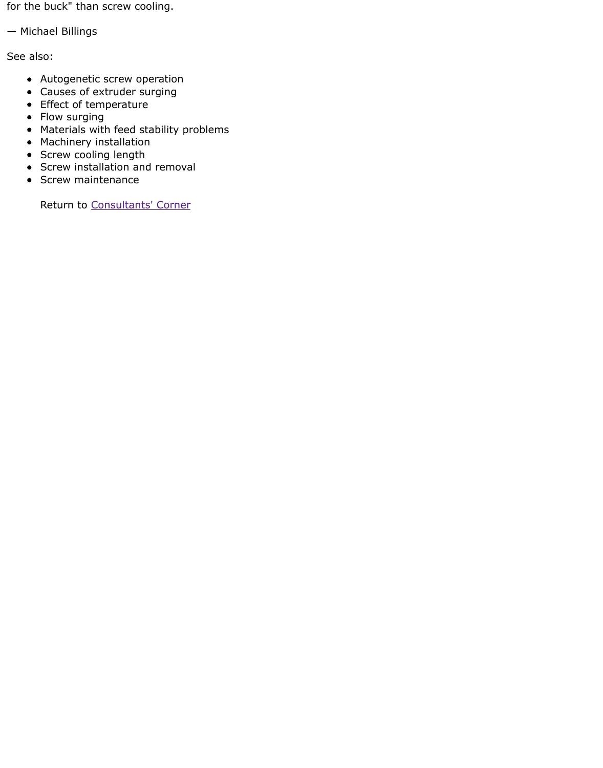for the buck" than screw cooling.

— Michael Billings

See also:

- Autogenetic screw operation
- Causes of extruder surging
- Effect of temperature
- Flow surging
- Materials with feed stability problems
- Machinery installation
- Screw cooling length
- Screw installation and removal
- Screw maintenance

Return to Consultants' Corner